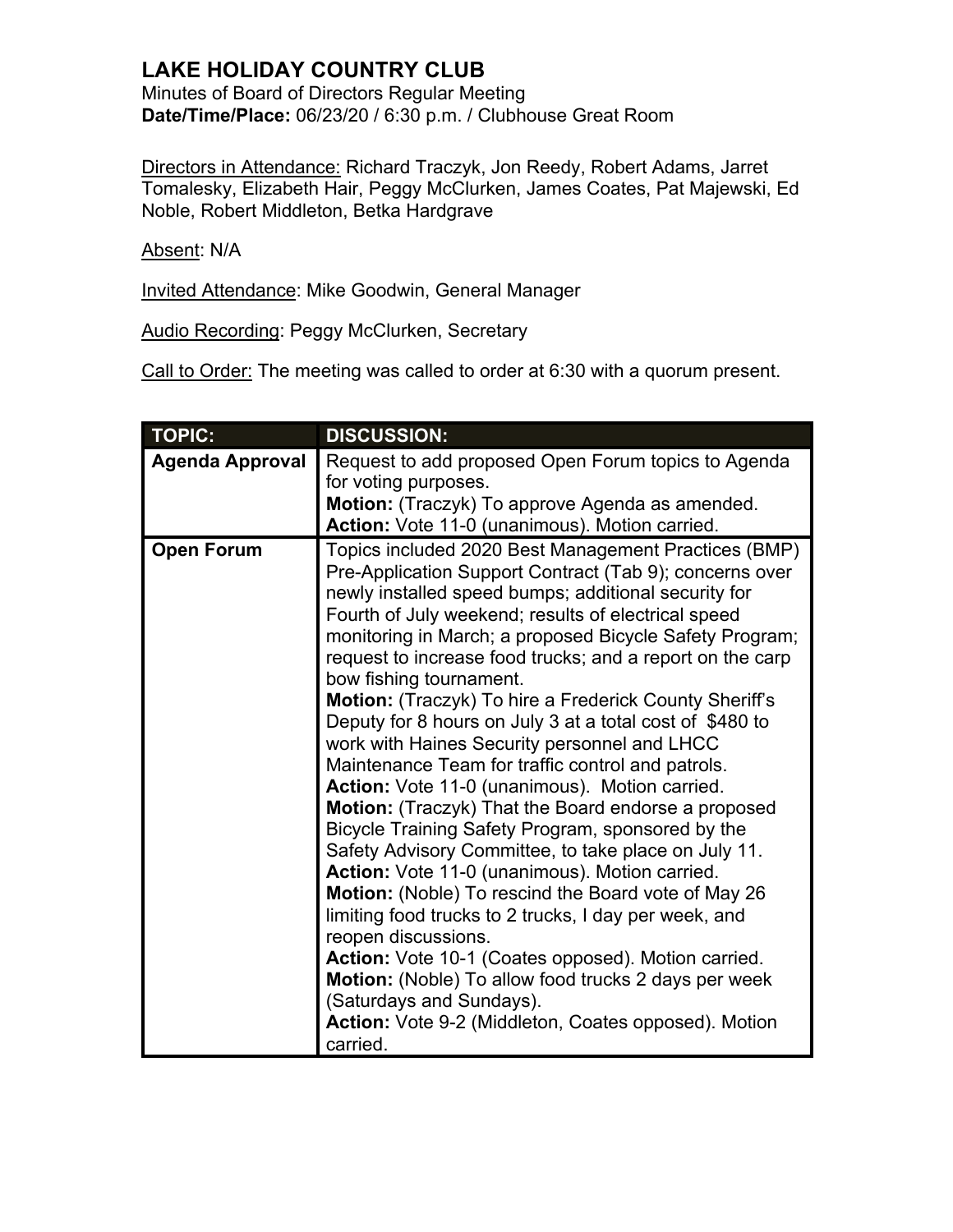# LAKE HOLIDAY COUNTRY CLUB

Minutes of Board of Directors Regular Meeting
**Date/Time/Place:** 06/23/20 / 6:30 p.m. / Clubhouse Great Room

Directors in Attendance: Richard Traczyk, Jon Reedy, Robert Adams, Jarret Tomalesky, Elizabeth Hair, Peggy McClurken, James Coates, Pat Majewski, Ed Noble, Robert Middleton, Betka Hardgrave

Absent: N/A

Invited Attendance: Mike Goodwin, General Manager

Audio Recording: Peggy McClurken, Secretary

Call to Order: The meeting was called to order at 6:30 with a quorum present.

| TOPIC: | DISCUSSION: |
|---|---|
| **Agenda Approval** | Request to add proposed Open Forum topics to Agenda for voting purposes.<br>**Motion:** (Traczyk) To approve Agenda as amended.<br>**Action:** Vote 11-0 (unanimous). Motion carried. |
| **Open Forum** | Topics included 2020 Best Management Practices (BMP) Pre-Application Support Contract (Tab 9); concerns over newly installed speed bumps; additional security for Fourth of July weekend; results of electrical speed monitoring in March; a proposed Bicycle Safety Program; request to increase food trucks; and a report on the carp bow fishing tournament.<br>**Motion:** (Traczyk) To hire a Frederick County Sheriff's Deputy for 8 hours on July 3 at a total cost of $480 to work with Haines Security personnel and LHCC Maintenance Team for traffic control and patrols.<br>**Action:** Vote 11-0 (unanimous). Motion carried.<br>**Motion:** (Traczyk) That the Board endorse a proposed Bicycle Training Safety Program, sponsored by the Safety Advisory Committee, to take place on July 11.<br>**Action:** Vote 11-0 (unanimous). Motion carried.<br>**Motion:** (Noble) To rescind the Board vote of May 26 limiting food trucks to 2 trucks, I day per week, and reopen discussions.<br>**Action:** Vote 10-1 (Coates opposed). Motion carried.<br>**Motion:** (Noble) To allow food trucks 2 days per week (Saturdays and Sundays).<br>**Action:** Vote 9-2 (Middleton, Coates opposed). Motion carried. |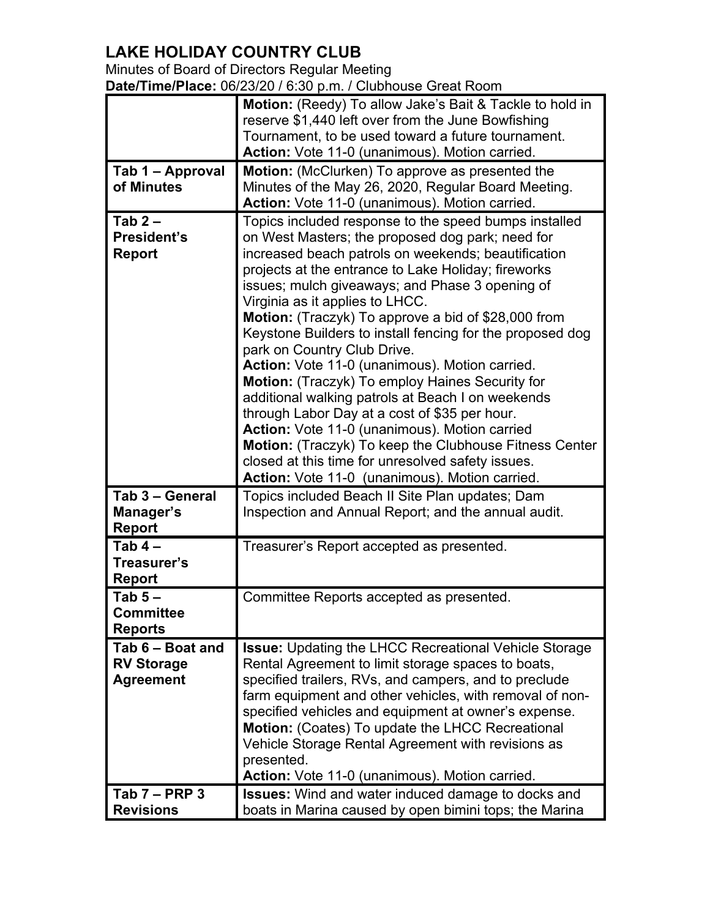# LAKE HOLIDAY COUNTRY CLUB

Minutes of Board of Directors Regular Meeting

**Date/Time/Place:** 06/23/20 / 6:30 p.m. / Clubhouse Great Room

| | |
|---|---|
| | **Motion:** (Reedy) To allow Jake's Bait & Tackle to hold in reserve $1,440 left over from the June Bowfishing Tournament, to be used toward a future tournament.<br>**Action:** Vote 11-0 (unanimous). Motion carried. |
| **Tab 1 – Approval of Minutes** | **Motion:** (McClurken) To approve as presented the Minutes of the May 26, 2020, Regular Board Meeting.<br>**Action:** Vote 11-0 (unanimous). Motion carried. |
| **Tab 2 – President's Report** | Topics included response to the speed bumps installed on West Masters; the proposed dog park; need for increased beach patrols on weekends; beautification projects at the entrance to Lake Holiday; fireworks issues; mulch giveaways; and Phase 3 opening of Virginia as it applies to LHCC.<br>**Motion:** (Traczyk) To approve a bid of $28,000 from Keystone Builders to install fencing for the proposed dog park on Country Club Drive.<br>**Action:** Vote 11-0 (unanimous). Motion carried.<br>**Motion:** (Traczyk) To employ Haines Security for additional walking patrols at Beach I on weekends through Labor Day at a cost of $35 per hour.<br>**Action:** Vote 11-0 (unanimous). Motion carried<br>**Motion:** (Traczyk) To keep the Clubhouse Fitness Center closed at this time for unresolved safety issues.<br>**Action:** Vote 11-0 (unanimous). Motion carried. |
| **Tab 3 – General Manager's Report** | Topics included Beach II Site Plan updates; Dam Inspection and Annual Report; and the annual audit. |
| **Tab 4 – Treasurer's Report** | Treasurer's Report accepted as presented. |
| **Tab 5 – Committee Reports** | Committee Reports accepted as presented. |
| **Tab 6 – Boat and RV Storage Agreement** | **Issue:** Updating the LHCC Recreational Vehicle Storage Rental Agreement to limit storage spaces to boats, specified trailers, RVs, and campers, and to preclude farm equipment and other vehicles, with removal of non-specified vehicles and equipment at owner's expense.<br>**Motion:** (Coates) To update the LHCC Recreational Vehicle Storage Rental Agreement with revisions as presented.<br>**Action:** Vote 11-0 (unanimous). Motion carried. |
| **Tab 7 – PRP 3 Revisions** | **Issues:** Wind and water induced damage to docks and boats in Marina caused by open bimini tops; the Marina |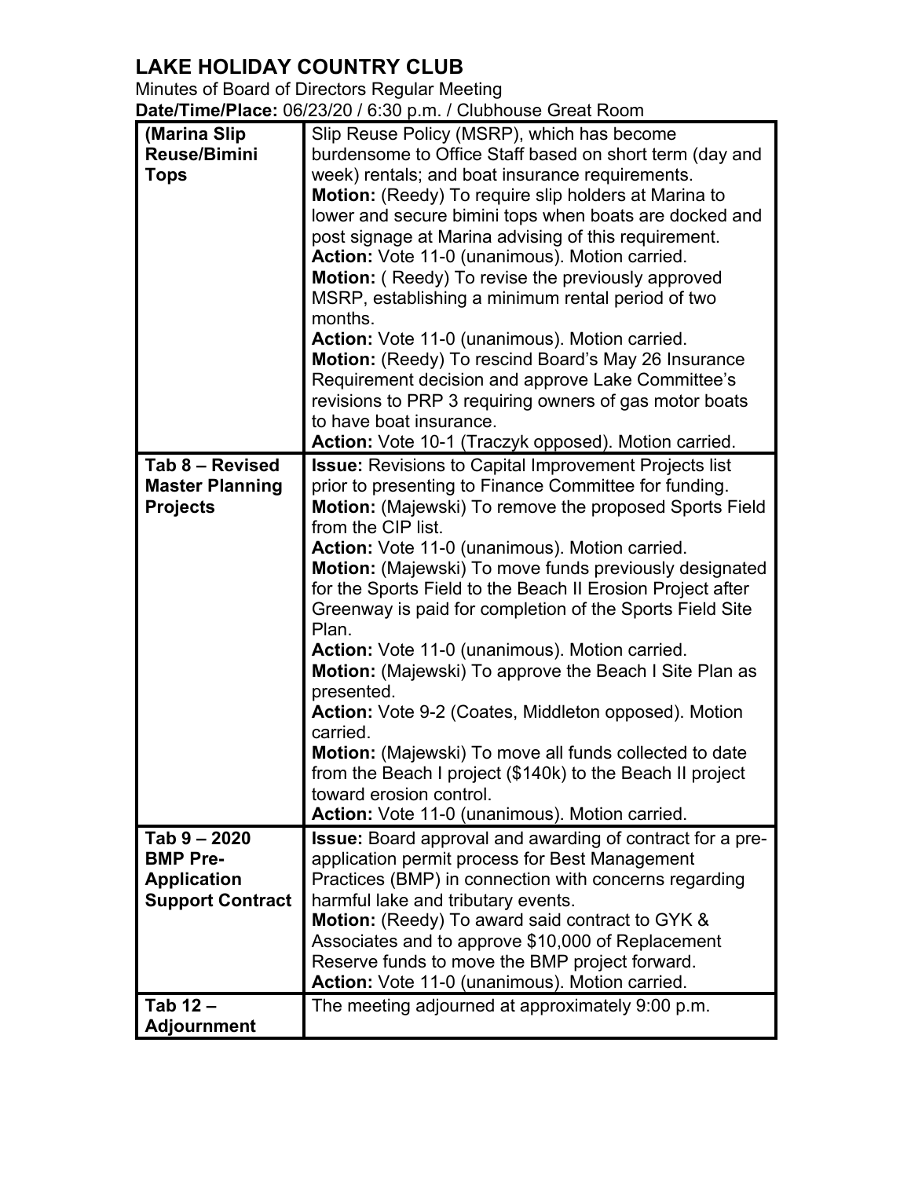# LAKE HOLIDAY COUNTRY CLUB

Minutes of Board of Directors Regular Meeting

**Date/Time/Place:** 06/23/20 / 6:30 p.m. / Clubhouse Great Room

| | |
|---|---|
| **(Marina Slip Reuse/Bimini Tops** | Slip Reuse Policy (MSRP), which has become burdensome to Office Staff based on short term (day and week) rentals; and boat insurance requirements.<br>**Motion:** (Reedy) To require slip holders at Marina to lower and secure bimini tops when boats are docked and post signage at Marina advising of this requirement.<br>**Action:** Vote 11-0 (unanimous). Motion carried.<br>**Motion:** ( Reedy) To revise the previously approved MSRP, establishing a minimum rental period of two months.<br>**Action:** Vote 11-0 (unanimous). Motion carried.<br>**Motion:** (Reedy) To rescind Board's May 26 Insurance Requirement decision and approve Lake Committee's revisions to PRP 3 requiring owners of gas motor boats to have boat insurance.<br>**Action:** Vote 10-1 (Traczyk opposed). Motion carried. |
| **Tab 8 – Revised Master Planning Projects** | **Issue:** Revisions to Capital Improvement Projects list prior to presenting to Finance Committee for funding.<br>**Motion:** (Majewski) To remove the proposed Sports Field from the CIP list.<br>**Action:** Vote 11-0 (unanimous). Motion carried.<br>**Motion:** (Majewski) To move funds previously designated for the Sports Field to the Beach II Erosion Project after Greenway is paid for completion of the Sports Field Site Plan.<br>**Action:** Vote 11-0 (unanimous). Motion carried.<br>**Motion:** (Majewski) To approve the Beach I Site Plan as presented.<br>**Action:** Vote 9-2 (Coates, Middleton opposed). Motion carried.<br>**Motion:** (Majewski) To move all funds collected to date from the Beach I project ($140k) to the Beach II project toward erosion control.<br>**Action:** Vote 11-0 (unanimous). Motion carried. |
| **Tab 9 – 2020 BMP Pre-Application Support Contract** | **Issue:** Board approval and awarding of contract for a pre-application permit process for Best Management Practices (BMP) in connection with concerns regarding harmful lake and tributary events.<br>**Motion:** (Reedy) To award said contract to GYK & Associates and to approve $10,000 of Replacement Reserve funds to move the BMP project forward.<br>**Action:** Vote 11-0 (unanimous). Motion carried. |
| **Tab 12 – Adjournment** | The meeting adjourned at approximately 9:00 p.m. |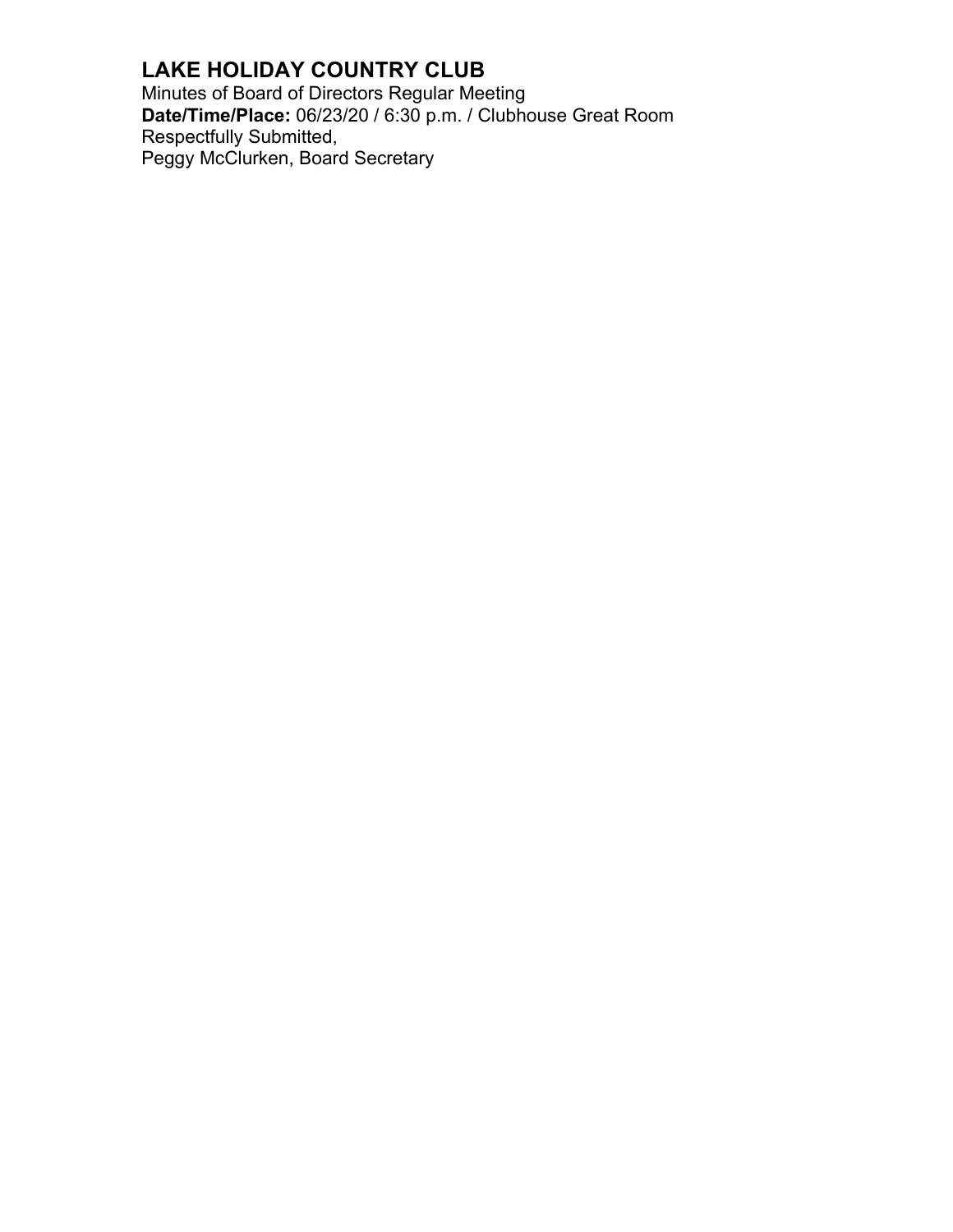**LAKE HOLIDAY COUNTRY CLUB**

Minutes of Board of Directors Regular Meeting

**Date/Time/Place:** 06/23/20 / 6:30 p.m. / Clubhouse Great Room

Respectfully Submitted,

Peggy McClurken, Board Secretary